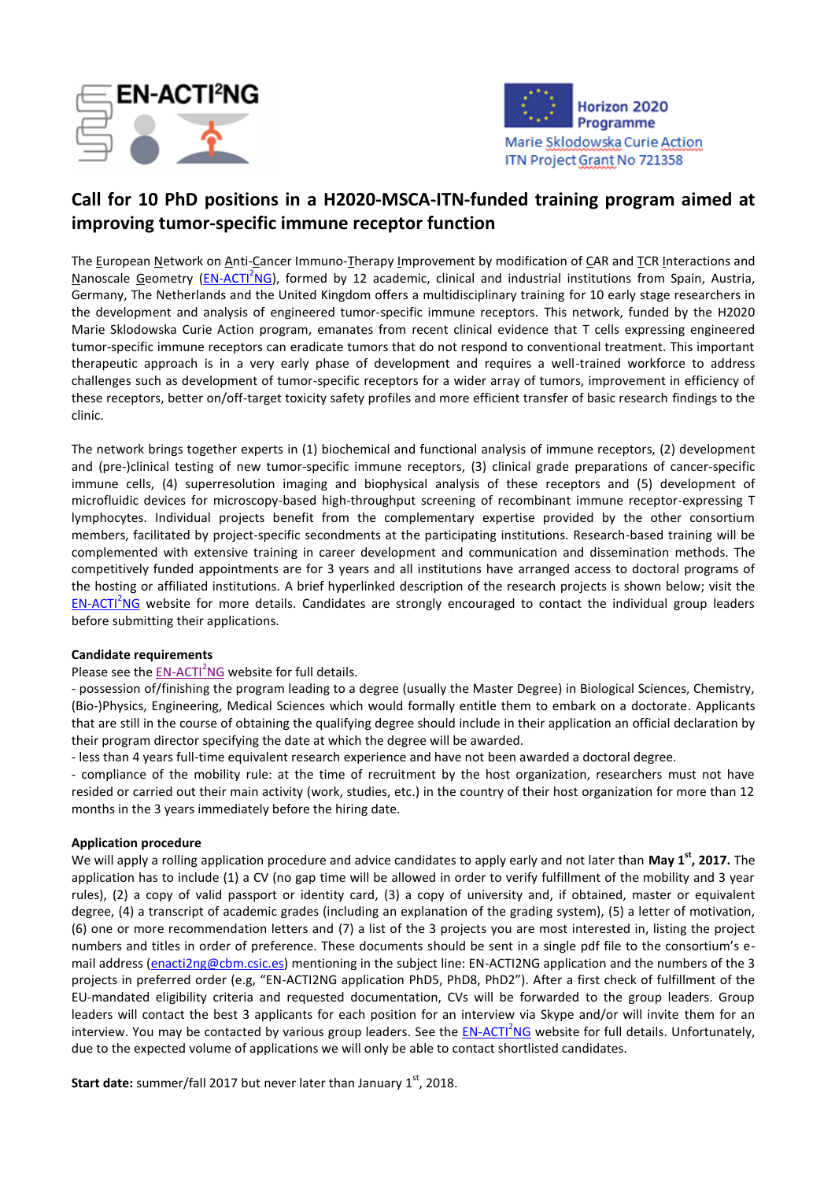EN-ACTI²NG

Horizon 2020 Programme

Marie Sklodowska Curie Action

ITN Project Grant No 721358

# Call for 10 PhD positions in a H2020-MSCA-ITN-funded training program aimed at improving tumor-specific immune receptor function

The European Network on Anti-Cancer Immuno-Therapy Improvement by modification of CAR and TCR Interactions and Nanoscale Geometry (EN-ACTI²NG), formed by 12 academic, clinical and industrial institutions from Spain, Austria, Germany, The Netherlands and the United Kingdom offers a multidisciplinary training for 10 early stage researchers in the development and analysis of engineered tumor-specific immune receptors. This network, funded by the H2020 Marie Sklodowska Curie Action program, emanates from recent clinical evidence that T cells expressing engineered tumor-specific immune receptors can eradicate tumors that do not respond to conventional treatment. This important therapeutic approach is in a very early phase of development and requires a well-trained workforce to address challenges such as development of tumor-specific receptors for a wider array of tumors, improvement in efficiency of these receptors, better on/off-target toxicity safety profiles and more efficient transfer of basic research findings to the clinic.

The network brings together experts in (1) biochemical and functional analysis of immune receptors, (2) development and (pre-)clinical testing of new tumor-specific immune receptors, (3) clinical grade preparations of cancer-specific immune cells, (4) superresolution imaging and biophysical analysis of these receptors and (5) development of microfluidic devices for microscopy-based high-throughput screening of recombinant immune receptor-expressing T lymphocytes. Individual projects benefit from the complementary expertise provided by the other consortium members, facilitated by project-specific secondments at the participating institutions. Research-based training will be complemented with extensive training in career development and communication and dissemination methods. The competitively funded appointments are for 3 years and all institutions have arranged access to doctoral programs of the hosting or affiliated institutions. A brief hyperlinked description of the research projects is shown below; visit the EN-ACTI²NG website for more details. Candidates are strongly encouraged to contact the individual group leaders before submitting their applications.

**Candidate requirements**

Please see the EN-ACTI²NG website for full details.

- possession of/finishing the program leading to a degree (usually the Master Degree) in Biological Sciences, Chemistry, (Bio-)Physics, Engineering, Medical Sciences which would formally entitle them to embark on a doctorate. Applicants that are still in the course of obtaining the qualifying degree should include in their application an official declaration by their program director specifying the date at which the degree will be awarded.
- less than 4 years full-time equivalent research experience and have not been awarded a doctoral degree.
- compliance of the mobility rule: at the time of recruitment by the host organization, researchers must not have resided or carried out their main activity (work, studies, etc.) in the country of their host organization for more than 12 months in the 3 years immediately before the hiring date.

**Application procedure**

We will apply a rolling application procedure and advice candidates to apply early and not later than **May 1st, 2017.** The application has to include (1) a CV (no gap time will be allowed in order to verify fulfillment of the mobility and 3 year rules), (2) a copy of valid passport or identity card, (3) a copy of university and, if obtained, master or equivalent degree, (4) a transcript of academic grades (including an explanation of the grading system), (5) a letter of motivation, (6) one or more recommendation letters and (7) a list of the 3 projects you are most interested in, listing the project numbers and titles in order of preference. These documents should be sent in a single pdf file to the consortium's e-mail address (enacti2ng@cbm.csic.es) mentioning in the subject line: EN-ACTI2NG application and the numbers of the 3 projects in preferred order (e.g, "EN-ACTI2NG application PhD5, PhD8, PhD2"). After a first check of fulfillment of the EU-mandated eligibility criteria and requested documentation, CVs will be forwarded to the group leaders. Group leaders will contact the best 3 applicants for each position for an interview via Skype and/or will invite them for an interview. You may be contacted by various group leaders. See the EN-ACTI²NG website for full details. Unfortunately, due to the expected volume of applications we will only be able to contact shortlisted candidates.

**Start date:** summer/fall 2017 but never later than January 1st, 2018.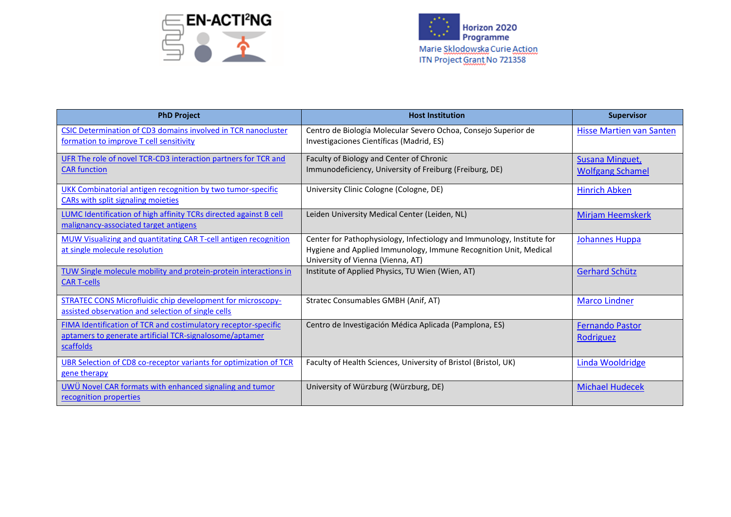EN-ACTI²NG

Horizon 2020 Programme
Marie Sklodowska Curie Action
ITN Project Grant No 721358

| PhD Project | Host Institution | Supervisor |
|---|---|---|
| CSIC Determination of CD3 domains involved in TCR nanocluster formation to improve T cell sensitivity | Centro de Biología Molecular Severo Ochoa, Consejo Superior de Investigaciones Científicas (Madrid, ES) | Hisse Martien van Santen |
| UFR The role of novel TCR-CD3 interaction partners for TCR and CAR function | Faculty of Biology and Center of Chronic Immunodeficiency, University of Freiburg (Freiburg, DE) | Susana Minguet, Wolfgang Schamel |
| UKK Combinatorial antigen recognition by two tumor-specific CARs with split signaling moieties | University Clinic Cologne (Cologne, DE) | Hinrich Abken |
| LUMC Identification of high affinity TCRs directed against B cell malignancy-associated target antigens | Leiden University Medical Center (Leiden, NL) | Mirjam Heemskerk |
| MUW Visualizing and quantitating CAR T-cell antigen recognition at single molecule resolution | Center for Pathophysiology, Infectiology and Immunology, Institute for Hygiene and Applied Immunology, Immune Recognition Unit, Medical University of Vienna (Vienna, AT) | Johannes Huppa |
| TUW Single molecule mobility and protein-protein interactions in CAR T-cells | Institute of Applied Physics, TU Wien (Wien, AT) | Gerhard Schütz |
| STRATEC CONS Microfluidic chip development for microscopy-assisted observation and selection of single cells | Stratec Consumables GMBH (Anif, AT) | Marco Lindner |
| FIMA Identification of TCR and costimulatory receptor-specific aptamers to generate artificial TCR-signalosome/aptamer scaffolds | Centro de Investigación Médica Aplicada (Pamplona, ES) | Fernando Pastor Rodriguez |
| UBR Selection of CD8 co-receptor variants for optimization of TCR gene therapy | Faculty of Health Sciences, University of Bristol (Bristol, UK) | Linda Wooldridge |
| UWÜ Novel CAR formats with enhanced signaling and tumor recognition properties | University of Würzburg (Würzburg, DE) | Michael Hudecek |